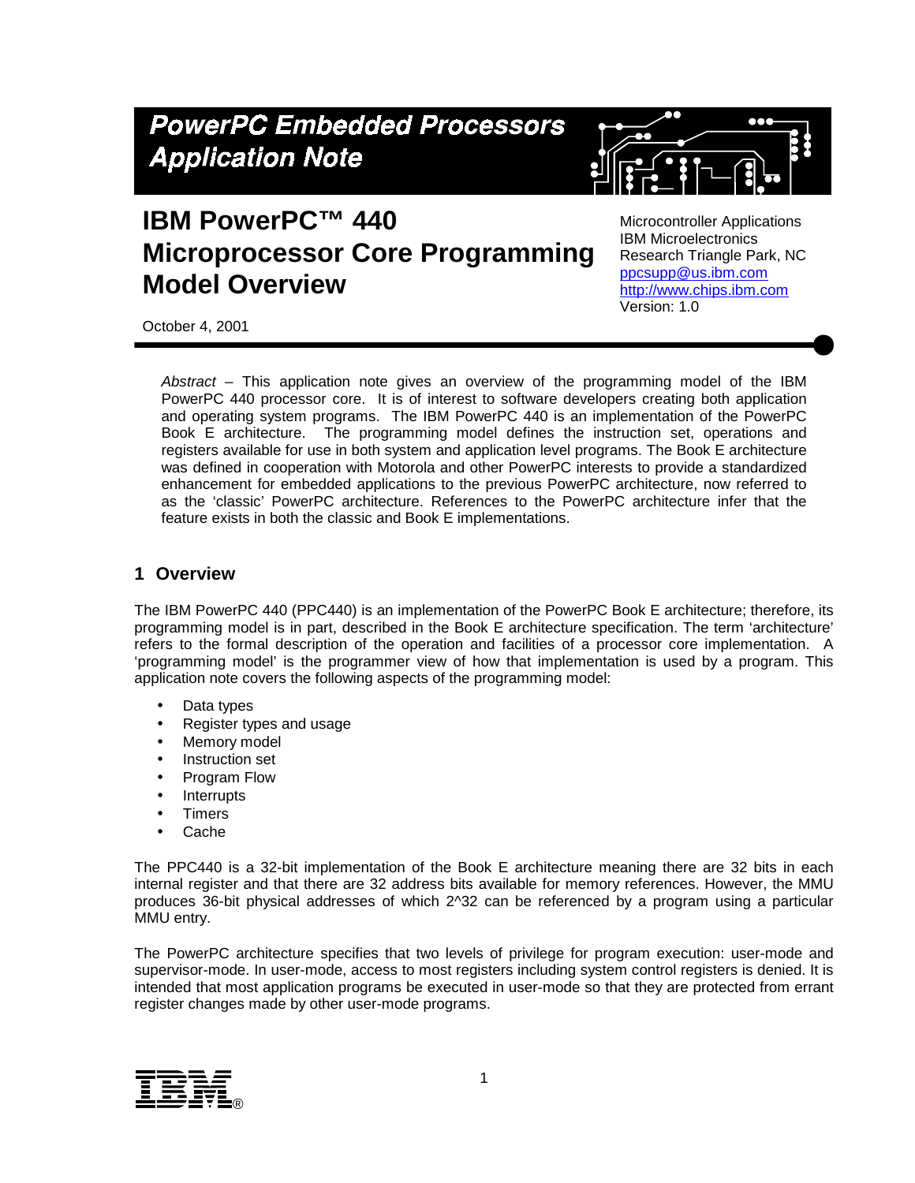**PowerPC Embedded Processors Application Note**

# IBM PowerPC™ 440 Microprocessor Core Programming Model Overview

Microcontroller Applications
IBM Microelectronics
Research Triangle Park, NC
ppcsupp@us.ibm.com
http://www.chips.ibm.com
Version: 1.0

October 4, 2001

*Abstract* – This application note gives an overview of the programming model of the IBM PowerPC 440 processor core. It is of interest to software developers creating both application and operating system programs. The IBM PowerPC 440 is an implementation of the PowerPC Book E architecture. The programming model defines the instruction set, operations and registers available for use in both system and application level programs. The Book E architecture was defined in cooperation with Motorola and other PowerPC interests to provide a standardized enhancement for embedded applications to the previous PowerPC architecture, now referred to as the 'classic' PowerPC architecture. References to the PowerPC architecture infer that the feature exists in both the classic and Book E implementations.

## 1 Overview

The IBM PowerPC 440 (PPC440) is an implementation of the PowerPC Book E architecture; therefore, its programming model is in part, described in the Book E architecture specification. The term 'architecture' refers to the formal description of the operation and facilities of a processor core implementation. A 'programming model' is the programmer view of how that implementation is used by a program. This application note covers the following aspects of the programming model:

- Data types
- Register types and usage
- Memory model
- Instruction set
- Program Flow
- Interrupts
- Timers
- Cache

The PPC440 is a 32-bit implementation of the Book E architecture meaning there are 32 bits in each internal register and that there are 32 address bits available for memory references. However, the MMU produces 36-bit physical addresses of which $2^{32}$ can be referenced by a program using a particular MMU entry.

The PowerPC architecture specifies that two levels of privilege for program execution: user-mode and supervisor-mode. In user-mode, access to most registers including system control registers is denied. It is intended that most application programs be executed in user-mode so that they are protected from errant register changes made by other user-mode programs.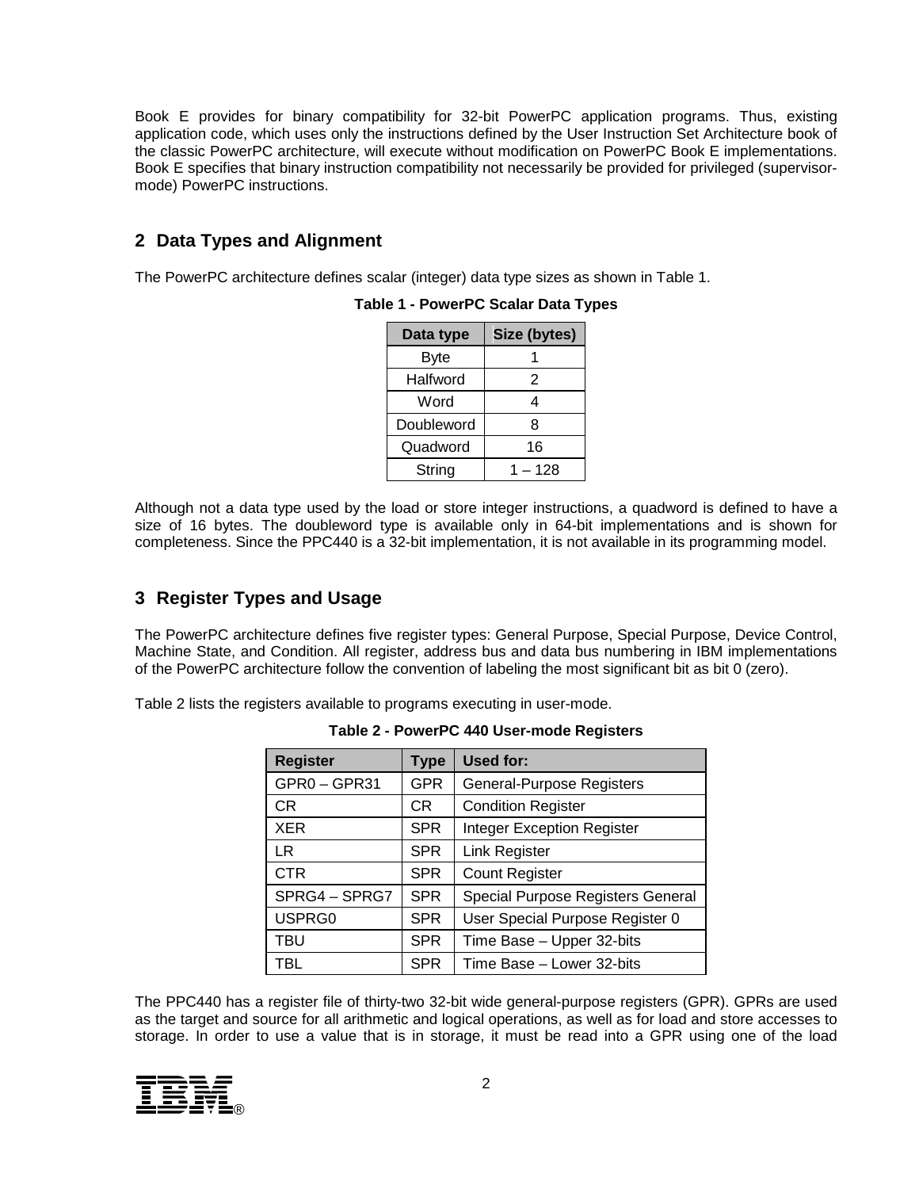Book E provides for binary compatibility for 32-bit PowerPC application programs. Thus, existing application code, which uses only the instructions defined by the User Instruction Set Architecture book of the classic PowerPC architecture, will execute without modification on PowerPC Book E implementations. Book E specifies that binary instruction compatibility not necessarily be provided for privileged (supervisor-mode) PowerPC instructions.

## 2 Data Types and Alignment

The PowerPC architecture defines scalar (integer) data type sizes as shown in Table 1.

**Table 1 - PowerPC Scalar Data Types**

| Data type | Size (bytes) |
|---|---|
| Byte | 1 |
| Halfword | 2 |
| Word | 4 |
| Doubleword | 8 |
| Quadword | 16 |
| String | 1 – 128 |

Although not a data type used by the load or store integer instructions, a quadword is defined to have a size of 16 bytes. The doubleword type is available only in 64-bit implementations and is shown for completeness. Since the PPC440 is a 32-bit implementation, it is not available in its programming model.

## 3 Register Types and Usage

The PowerPC architecture defines five register types: General Purpose, Special Purpose, Device Control, Machine State, and Condition. All register, address bus and data bus numbering in IBM implementations of the PowerPC architecture follow the convention of labeling the most significant bit as bit 0 (zero).

Table 2 lists the registers available to programs executing in user-mode.

**Table 2 - PowerPC 440 User-mode Registers**

| Register | Type | Used for: |
|---|---|---|
| GPR0 – GPR31 | GPR | General-Purpose Registers |
| CR | CR | Condition Register |
| XER | SPR | Integer Exception Register |
| LR | SPR | Link Register |
| CTR | SPR | Count Register |
| SPRG4 – SPRG7 | SPR | Special Purpose Registers General |
| USPRG0 | SPR | User Special Purpose Register 0 |
| TBU | SPR | Time Base – Upper 32-bits |
| TBL | SPR | Time Base – Lower 32-bits |

The PPC440 has a register file of thirty-two 32-bit wide general-purpose registers (GPR). GPRs are used as the target and source for all arithmetic and logical operations, as well as for load and store accesses to storage. In order to use a value that is in storage, it must be read into a GPR using one of the load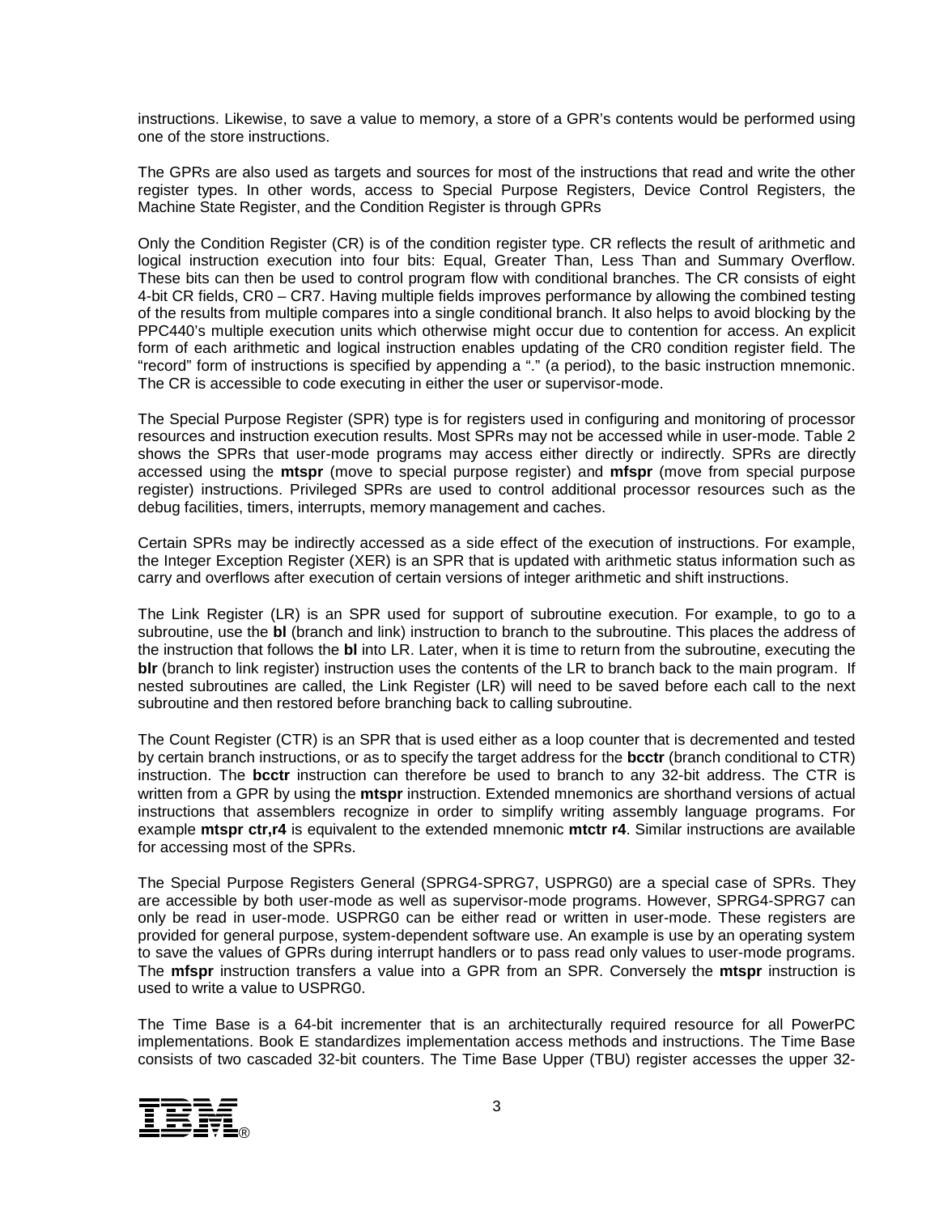instructions. Likewise, to save a value to memory, a store of a GPR's contents would be performed using one of the store instructions.

The GPRs are also used as targets and sources for most of the instructions that read and write the other register types. In other words, access to Special Purpose Registers, Device Control Registers, the Machine State Register, and the Condition Register is through GPRs

Only the Condition Register (CR) is of the condition register type. CR reflects the result of arithmetic and logical instruction execution into four bits: Equal, Greater Than, Less Than and Summary Overflow. These bits can then be used to control program flow with conditional branches. The CR consists of eight 4-bit CR fields, CR0 – CR7. Having multiple fields improves performance by allowing the combined testing of the results from multiple compares into a single conditional branch. It also helps to avoid blocking by the PPC440's multiple execution units which otherwise might occur due to contention for access. An explicit form of each arithmetic and logical instruction enables updating of the CR0 condition register field. The "record" form of instructions is specified by appending a "." (a period), to the basic instruction mnemonic. The CR is accessible to code executing in either the user or supervisor-mode.

The Special Purpose Register (SPR) type is for registers used in configuring and monitoring of processor resources and instruction execution results. Most SPRs may not be accessed while in user-mode. Table 2 shows the SPRs that user-mode programs may access either directly or indirectly. SPRs are directly accessed using the **mtspr** (move to special purpose register) and **mfspr** (move from special purpose register) instructions. Privileged SPRs are used to control additional processor resources such as the debug facilities, timers, interrupts, memory management and caches.

Certain SPRs may be indirectly accessed as a side effect of the execution of instructions. For example, the Integer Exception Register (XER) is an SPR that is updated with arithmetic status information such as carry and overflows after execution of certain versions of integer arithmetic and shift instructions.

The Link Register (LR) is an SPR used for support of subroutine execution. For example, to go to a subroutine, use the **bl** (branch and link) instruction to branch to the subroutine. This places the address of the instruction that follows the **bl** into LR. Later, when it is time to return from the subroutine, executing the **blr** (branch to link register) instruction uses the contents of the LR to branch back to the main program. If nested subroutines are called, the Link Register (LR) will need to be saved before each call to the next subroutine and then restored before branching back to calling subroutine.

The Count Register (CTR) is an SPR that is used either as a loop counter that is decremented and tested by certain branch instructions, or as to specify the target address for the **bcctr** (branch conditional to CTR) instruction. The **bcctr** instruction can therefore be used to branch to any 32-bit address. The CTR is written from a GPR by using the **mtspr** instruction. Extended mnemonics are shorthand versions of actual instructions that assemblers recognize in order to simplify writing assembly language programs. For example **mtspr ctr,r4** is equivalent to the extended mnemonic **mtctr r4**. Similar instructions are available for accessing most of the SPRs.

The Special Purpose Registers General (SPRG4-SPRG7, USPRG0) are a special case of SPRs. They are accessible by both user-mode as well as supervisor-mode programs. However, SPRG4-SPRG7 can only be read in user-mode. USPRG0 can be either read or written in user-mode. These registers are provided for general purpose, system-dependent software use. An example is use by an operating system to save the values of GPRs during interrupt handlers or to pass read only values to user-mode programs. The **mfspr** instruction transfers a value into a GPR from an SPR. Conversely the **mtspr** instruction is used to write a value to USPRG0.

The Time Base is a 64-bit incrementer that is an architecturally required resource for all PowerPC implementations. Book E standardizes implementation access methods and instructions. The Time Base consists of two cascaded 32-bit counters. The Time Base Upper (TBU) register accesses the upper 32-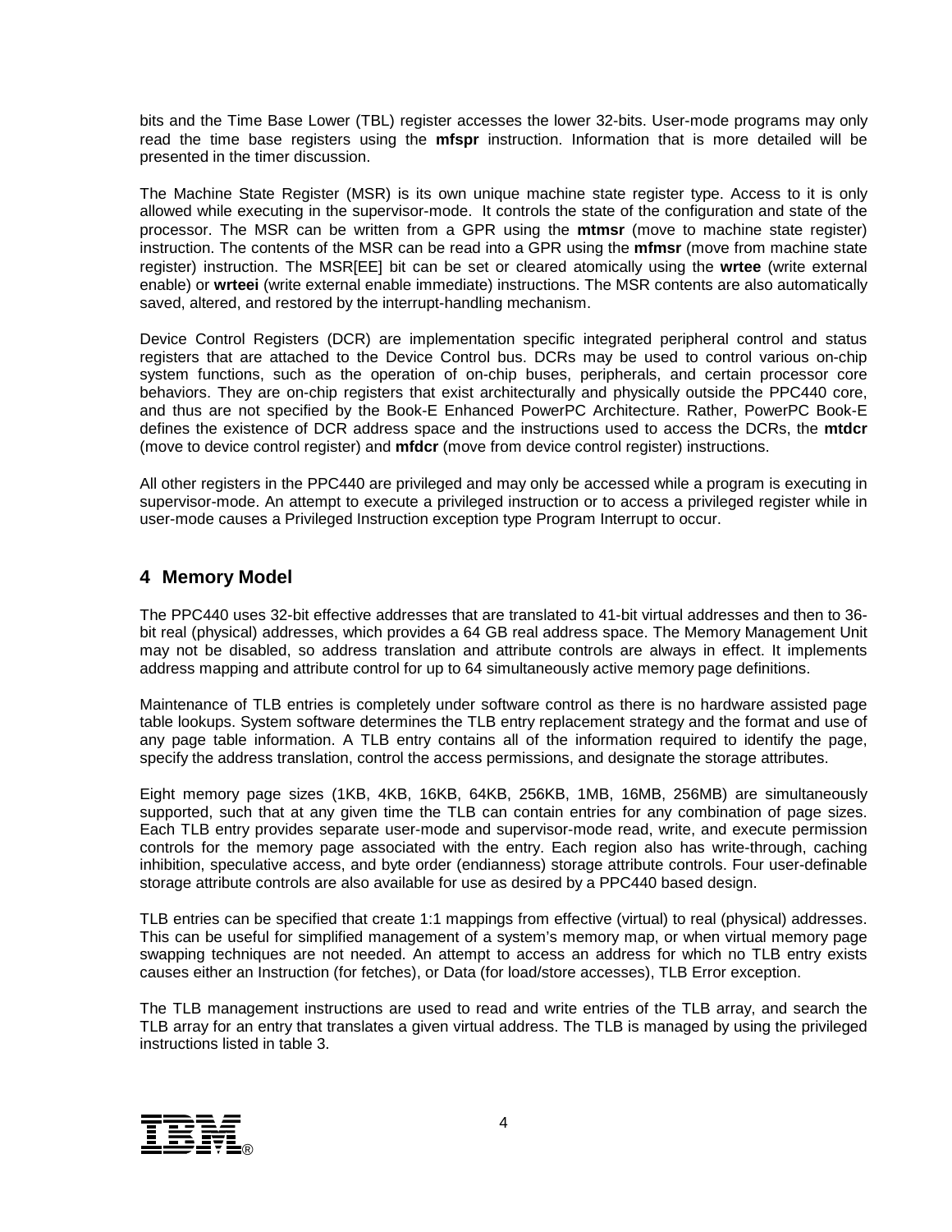bits and the Time Base Lower (TBL) register accesses the lower 32-bits. User-mode programs may only read the time base registers using the **mfspr** instruction. Information that is more detailed will be presented in the timer discussion.

The Machine State Register (MSR) is its own unique machine state register type. Access to it is only allowed while executing in the supervisor-mode. It controls the state of the configuration and state of the processor. The MSR can be written from a GPR using the **mtmsr** (move to machine state register) instruction. The contents of the MSR can be read into a GPR using the **mfmsr** (move from machine state register) instruction. The MSR[EE] bit can be set or cleared atomically using the **wrtee** (write external enable) or **wrteei** (write external enable immediate) instructions. The MSR contents are also automatically saved, altered, and restored by the interrupt-handling mechanism.

Device Control Registers (DCR) are implementation specific integrated peripheral control and status registers that are attached to the Device Control bus. DCRs may be used to control various on-chip system functions, such as the operation of on-chip buses, peripherals, and certain processor core behaviors. They are on-chip registers that exist architecturally and physically outside the PPC440 core, and thus are not specified by the Book-E Enhanced PowerPC Architecture. Rather, PowerPC Book-E defines the existence of DCR address space and the instructions used to access the DCRs, the **mtdcr** (move to device control register) and **mfdcr** (move from device control register) instructions.

All other registers in the PPC440 are privileged and may only be accessed while a program is executing in supervisor-mode. An attempt to execute a privileged instruction or to access a privileged register while in user-mode causes a Privileged Instruction exception type Program Interrupt to occur.

# 4 Memory Model

The PPC440 uses 32-bit effective addresses that are translated to 41-bit virtual addresses and then to 36-bit real (physical) addresses, which provides a 64 GB real address space. The Memory Management Unit may not be disabled, so address translation and attribute controls are always in effect. It implements address mapping and attribute control for up to 64 simultaneously active memory page definitions.

Maintenance of TLB entries is completely under software control as there is no hardware assisted page table lookups. System software determines the TLB entry replacement strategy and the format and use of any page table information. A TLB entry contains all of the information required to identify the page, specify the address translation, control the access permissions, and designate the storage attributes.

Eight memory page sizes (1KB, 4KB, 16KB, 64KB, 256KB, 1MB, 16MB, 256MB) are simultaneously supported, such that at any given time the TLB can contain entries for any combination of page sizes. Each TLB entry provides separate user-mode and supervisor-mode read, write, and execute permission controls for the memory page associated with the entry. Each region also has write-through, caching inhibition, speculative access, and byte order (endianness) storage attribute controls. Four user-definable storage attribute controls are also available for use as desired by a PPC440 based design.

TLB entries can be specified that create 1:1 mappings from effective (virtual) to real (physical) addresses. This can be useful for simplified management of a system's memory map, or when virtual memory page swapping techniques are not needed. An attempt to access an address for which no TLB entry exists causes either an Instruction (for fetches), or Data (for load/store accesses), TLB Error exception.

The TLB management instructions are used to read and write entries of the TLB array, and search the TLB array for an entry that translates a given virtual address. The TLB is managed by using the privileged instructions listed in table 3.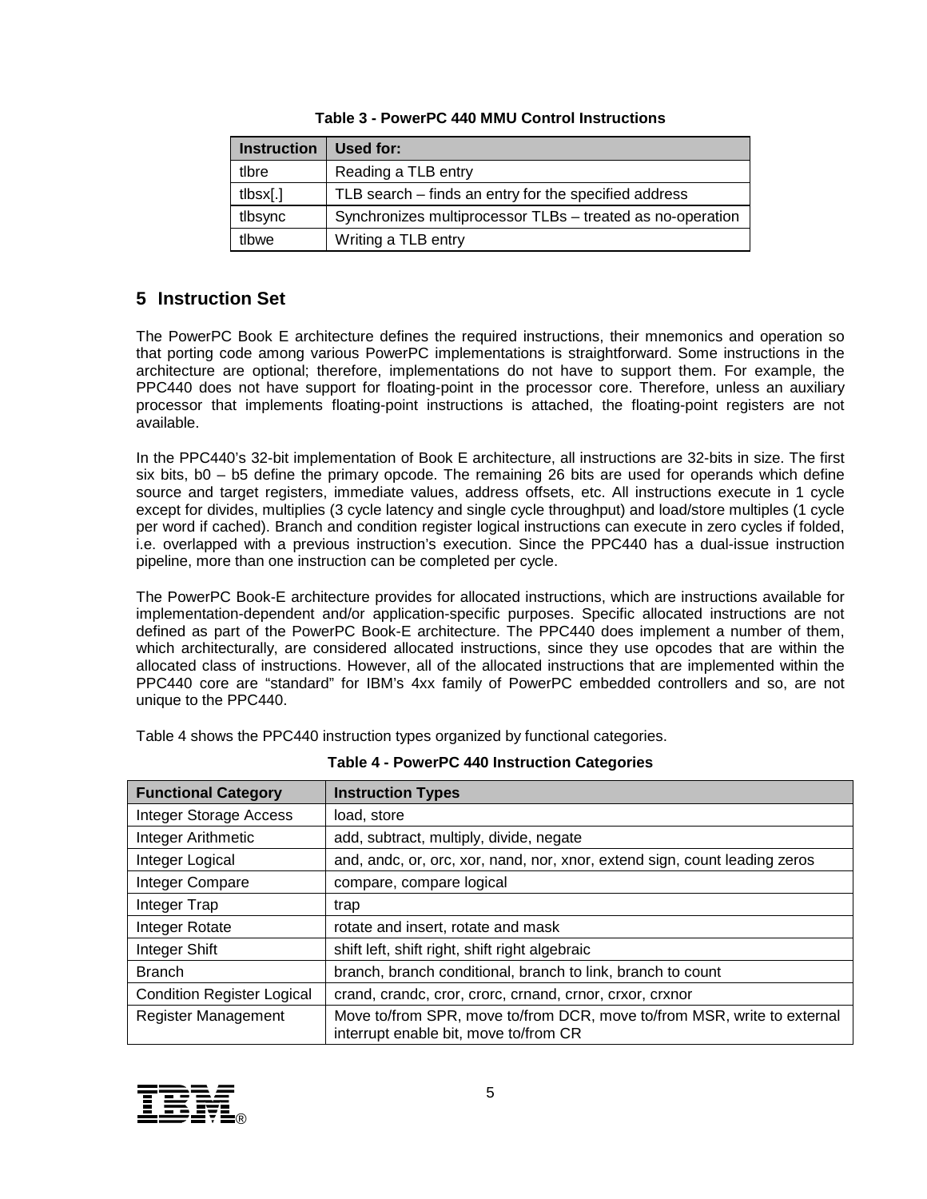**Table 3 - PowerPC 440 MMU Control Instructions**

| Instruction | Used for: |
|---|---|
| tlbre | Reading a TLB entry |
| tlbsx[.] | TLB search – finds an entry for the specified address |
| tlbsync | Synchronizes multiprocessor TLBs – treated as no-operation |
| tlbwe | Writing a TLB entry |

## 5 Instruction Set

The PowerPC Book E architecture defines the required instructions, their mnemonics and operation so that porting code among various PowerPC implementations is straightforward. Some instructions in the architecture are optional; therefore, implementations do not have to support them. For example, the PPC440 does not have support for floating-point in the processor core. Therefore, unless an auxiliary processor that implements floating-point instructions is attached, the floating-point registers are not available.

In the PPC440's 32-bit implementation of Book E architecture, all instructions are 32-bits in size. The first six bits, b0 – b5 define the primary opcode. The remaining 26 bits are used for operands which define source and target registers, immediate values, address offsets, etc. All instructions execute in 1 cycle except for divides, multiplies (3 cycle latency and single cycle throughput) and load/store multiples (1 cycle per word if cached). Branch and condition register logical instructions can execute in zero cycles if folded, i.e. overlapped with a previous instruction's execution. Since the PPC440 has a dual-issue instruction pipeline, more than one instruction can be completed per cycle.

The PowerPC Book-E architecture provides for allocated instructions, which are instructions available for implementation-dependent and/or application-specific purposes. Specific allocated instructions are not defined as part of the PowerPC Book-E architecture. The PPC440 does implement a number of them, which architecturally, are considered allocated instructions, since they use opcodes that are within the allocated class of instructions. However, all of the allocated instructions that are implemented within the PPC440 core are "standard" for IBM's 4xx family of PowerPC embedded controllers and so, are not unique to the PPC440.

Table 4 shows the PPC440 instruction types organized by functional categories.

**Table 4 - PowerPC 440 Instruction Categories**

| Functional Category | Instruction Types |
|---|---|
| Integer Storage Access | load, store |
| Integer Arithmetic | add, subtract, multiply, divide, negate |
| Integer Logical | and, andc, or, orc, xor, nand, nor, xnor, extend sign, count leading zeros |
| Integer Compare | compare, compare logical |
| Integer Trap | trap |
| Integer Rotate | rotate and insert, rotate and mask |
| Integer Shift | shift left, shift right, shift right algebraic |
| Branch | branch, branch conditional, branch to link, branch to count |
| Condition Register Logical | crand, crandc, cror, crorc, crnand, crnor, crxor, crxnor |
| Register Management | Move to/from SPR, move to/from DCR, move to/from MSR, write to external interrupt enable bit, move to/from CR |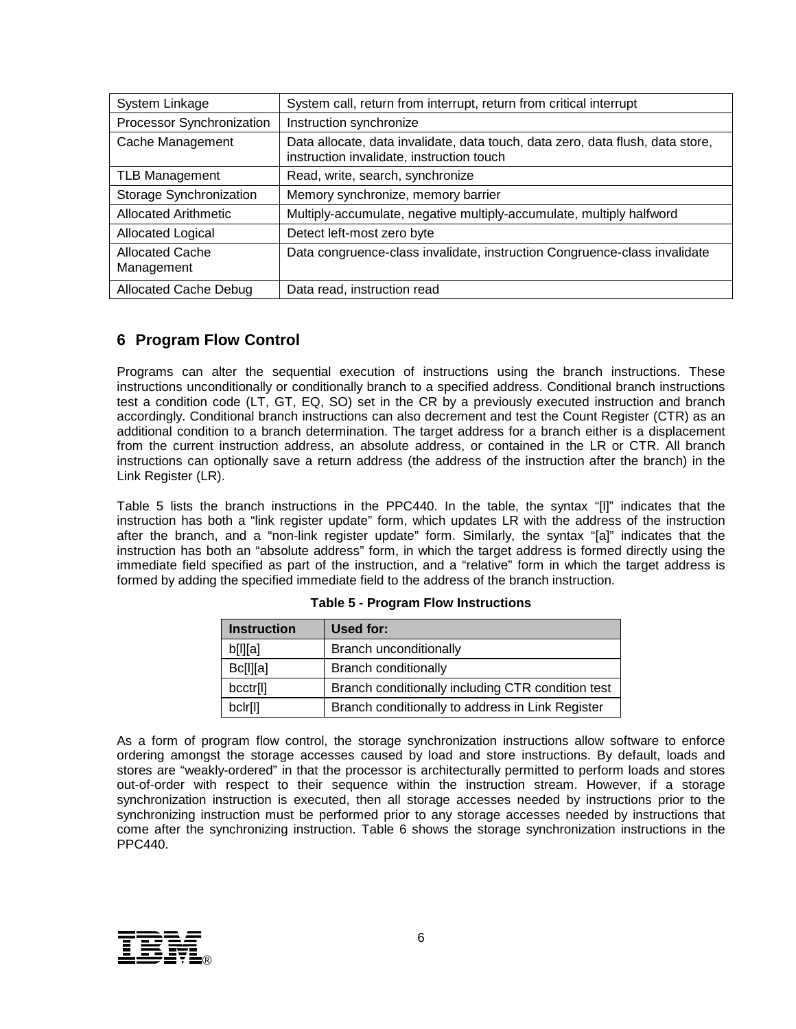| System Linkage | System call, return from interrupt, return from critical interrupt |
|---|---|
| Processor Synchronization | Instruction synchronize |
| Cache Management | Data allocate, data invalidate, data touch, data zero, data flush, data store, instruction invalidate, instruction touch |
| TLB Management | Read, write, search, synchronize |
| Storage Synchronization | Memory synchronize, memory barrier |
| Allocated Arithmetic | Multiply-accumulate, negative multiply-accumulate, multiply halfword |
| Allocated Logical | Detect left-most zero byte |
| Allocated Cache Management | Data congruence-class invalidate, instruction Congruence-class invalidate |
| Allocated Cache Debug | Data read, instruction read |

## 6 Program Flow Control

Programs can alter the sequential execution of instructions using the branch instructions. These instructions unconditionally or conditionally branch to a specified address. Conditional branch instructions test a condition code (LT, GT, EQ, SO) set in the CR by a previously executed instruction and branch accordingly. Conditional branch instructions can also decrement and test the Count Register (CTR) as an additional condition to a branch determination. The target address for a branch either is a displacement from the current instruction address, an absolute address, or contained in the LR or CTR. All branch instructions can optionally save a return address (the address of the instruction after the branch) in the Link Register (LR).

Table 5 lists the branch instructions in the PPC440. In the table, the syntax "[l]" indicates that the instruction has both a "link register update" form, which updates LR with the address of the instruction after the branch, and a "non-link register update" form. Similarly, the syntax "[a]" indicates that the instruction has both an "absolute address" form, in which the target address is formed directly using the immediate field specified as part of the instruction, and a "relative" form in which the target address is formed by adding the specified immediate field to the address of the branch instruction.

**Table 5 - Program Flow Instructions**

| Instruction | Used for: |
|---|---|
| b[l][a] | Branch unconditionally |
| Bc[l][a] | Branch conditionally |
| bcctr[l] | Branch conditionally including CTR condition test |
| bclr[l] | Branch conditionally to address in Link Register |

As a form of program flow control, the storage synchronization instructions allow software to enforce ordering amongst the storage accesses caused by load and store instructions. By default, loads and stores are "weakly-ordered" in that the processor is architecturally permitted to perform loads and stores out-of-order with respect to their sequence within the instruction stream. However, if a storage synchronization instruction is executed, then all storage accesses needed by instructions prior to the synchronizing instruction must be performed prior to any storage accesses needed by instructions that come after the synchronizing instruction. Table 6 shows the storage synchronization instructions in the PPC440.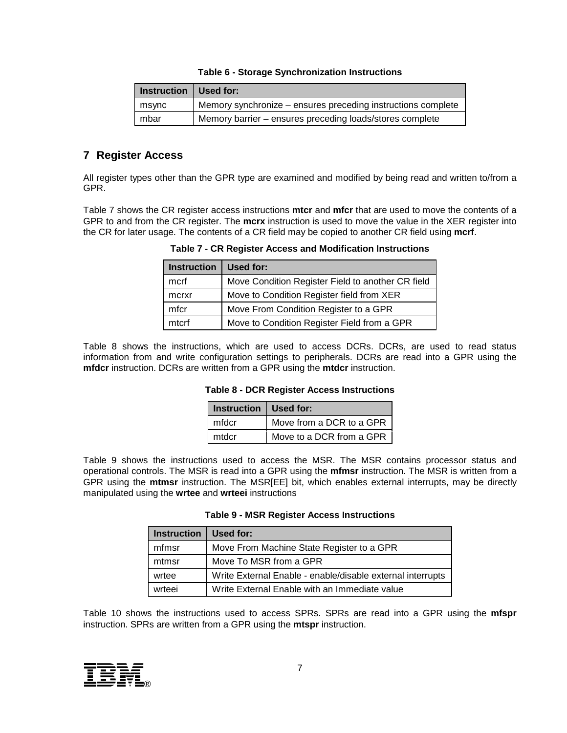**Table 6 - Storage Synchronization Instructions**

| Instruction | Used for: |
|---|---|
| msync | Memory synchronize – ensures preceding instructions complete |
| mbar | Memory barrier – ensures preceding loads/stores complete |

## 7 Register Access

All register types other than the GPR type are examined and modified by being read and written to/from a GPR.

Table 7 shows the CR register access instructions **mtcr** and **mfcr** that are used to move the contents of a GPR to and from the CR register. The **mcrx** instruction is used to move the value in the XER register into the CR for later usage. The contents of a CR field may be copied to another CR field using **mcrf**.

**Table 7 - CR Register Access and Modification Instructions**

| Instruction | Used for: |
|---|---|
| mcrf | Move Condition Register Field to another CR field |
| mcrxr | Move to Condition Register field from XER |
| mfcr | Move From Condition Register to a GPR |
| mtcrf | Move to Condition Register Field from a GPR |

Table 8 shows the instructions, which are used to access DCRs. DCRs, are used to read status information from and write configuration settings to peripherals. DCRs are read into a GPR using the **mfdcr** instruction. DCRs are written from a GPR using the **mtdcr** instruction.

**Table 8 - DCR Register Access Instructions**

| Instruction | Used for: |
|---|---|
| mfdcr | Move from a DCR to a GPR |
| mtdcr | Move to a DCR from a GPR |

Table 9 shows the instructions used to access the MSR. The MSR contains processor status and operational controls. The MSR is read into a GPR using the **mfmsr** instruction. The MSR is written from a GPR using the **mtmsr** instruction. The MSR[EE] bit, which enables external interrupts, may be directly manipulated using the **wrtee** and **wrteei** instructions

**Table 9 - MSR Register Access Instructions**

| Instruction | Used for: |
|---|---|
| mfmsr | Move From Machine State Register to a GPR |
| mtmsr | Move To MSR from a GPR |
| wrtee | Write External Enable - enable/disable external interrupts |
| wrteei | Write External Enable with an Immediate value |

Table 10 shows the instructions used to access SPRs. SPRs are read into a GPR using the **mfspr** instruction. SPRs are written from a GPR using the **mtspr** instruction.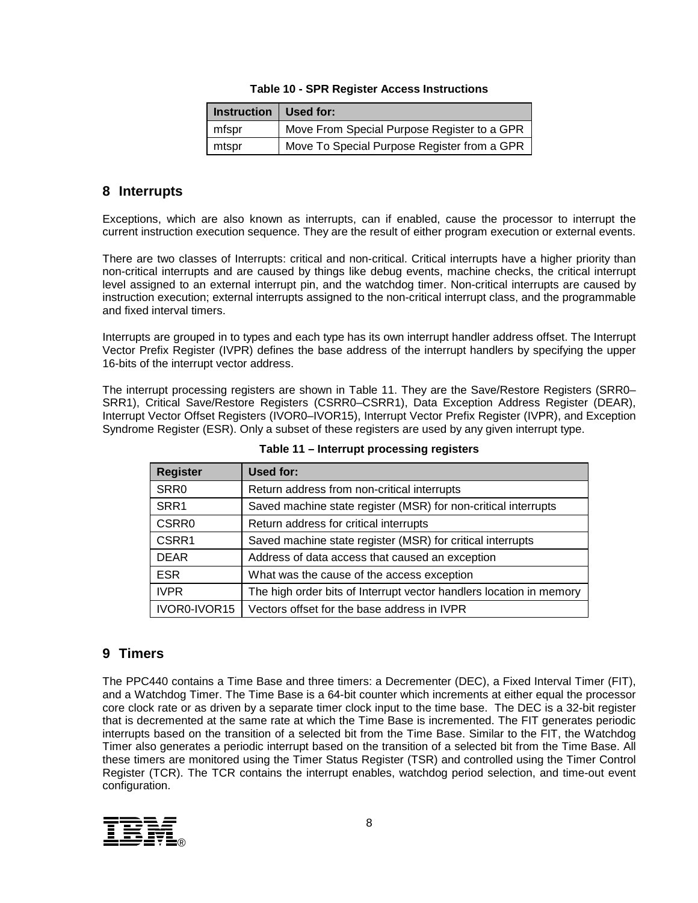**Table 10 - SPR Register Access Instructions**

| Instruction | Used for: |
|---|---|
| mfspr | Move From Special Purpose Register to a GPR |
| mtspr | Move To Special Purpose Register from a GPR |

## 8 Interrupts

Exceptions, which are also known as interrupts, can if enabled, cause the processor to interrupt the current instruction execution sequence. They are the result of either program execution or external events.

There are two classes of Interrupts: critical and non-critical. Critical interrupts have a higher priority than non-critical interrupts and are caused by things like debug events, machine checks, the critical interrupt level assigned to an external interrupt pin, and the watchdog timer. Non-critical interrupts are caused by instruction execution; external interrupts assigned to the non-critical interrupt class, and the programmable and fixed interval timers.

Interrupts are grouped in to types and each type has its own interrupt handler address offset. The Interrupt Vector Prefix Register (IVPR) defines the base address of the interrupt handlers by specifying the upper 16-bits of the interrupt vector address.

The interrupt processing registers are shown in Table 11. They are the Save/Restore Registers (SRR0–SRR1), Critical Save/Restore Registers (CSRR0–CSRR1), Data Exception Address Register (DEAR), Interrupt Vector Offset Registers (IVOR0–IVOR15), Interrupt Vector Prefix Register (IVPR), and Exception Syndrome Register (ESR). Only a subset of these registers are used by any given interrupt type.

**Table 11 – Interrupt processing registers**

| Register | Used for: |
|---|---|
| SRR0 | Return address from non-critical interrupts |
| SRR1 | Saved machine state register (MSR) for non-critical interrupts |
| CSRR0 | Return address for critical interrupts |
| CSRR1 | Saved machine state register (MSR) for critical interrupts |
| DEAR | Address of data access that caused an exception |
| ESR | What was the cause of the access exception |
| IVPR | The high order bits of Interrupt vector handlers location in memory |
| IVOR0-IVOR15 | Vectors offset for the base address in IVPR |

## 9 Timers

The PPC440 contains a Time Base and three timers: a Decrementer (DEC), a Fixed Interval Timer (FIT), and a Watchdog Timer. The Time Base is a 64-bit counter which increments at either equal the processor core clock rate or as driven by a separate timer clock input to the time base. The DEC is a 32-bit register that is decremented at the same rate at which the Time Base is incremented. The FIT generates periodic interrupts based on the transition of a selected bit from the Time Base. Similar to the FIT, the Watchdog Timer also generates a periodic interrupt based on the transition of a selected bit from the Time Base. All these timers are monitored using the Timer Status Register (TSR) and controlled using the Timer Control Register (TCR). The TCR contains the interrupt enables, watchdog period selection, and time-out event configuration.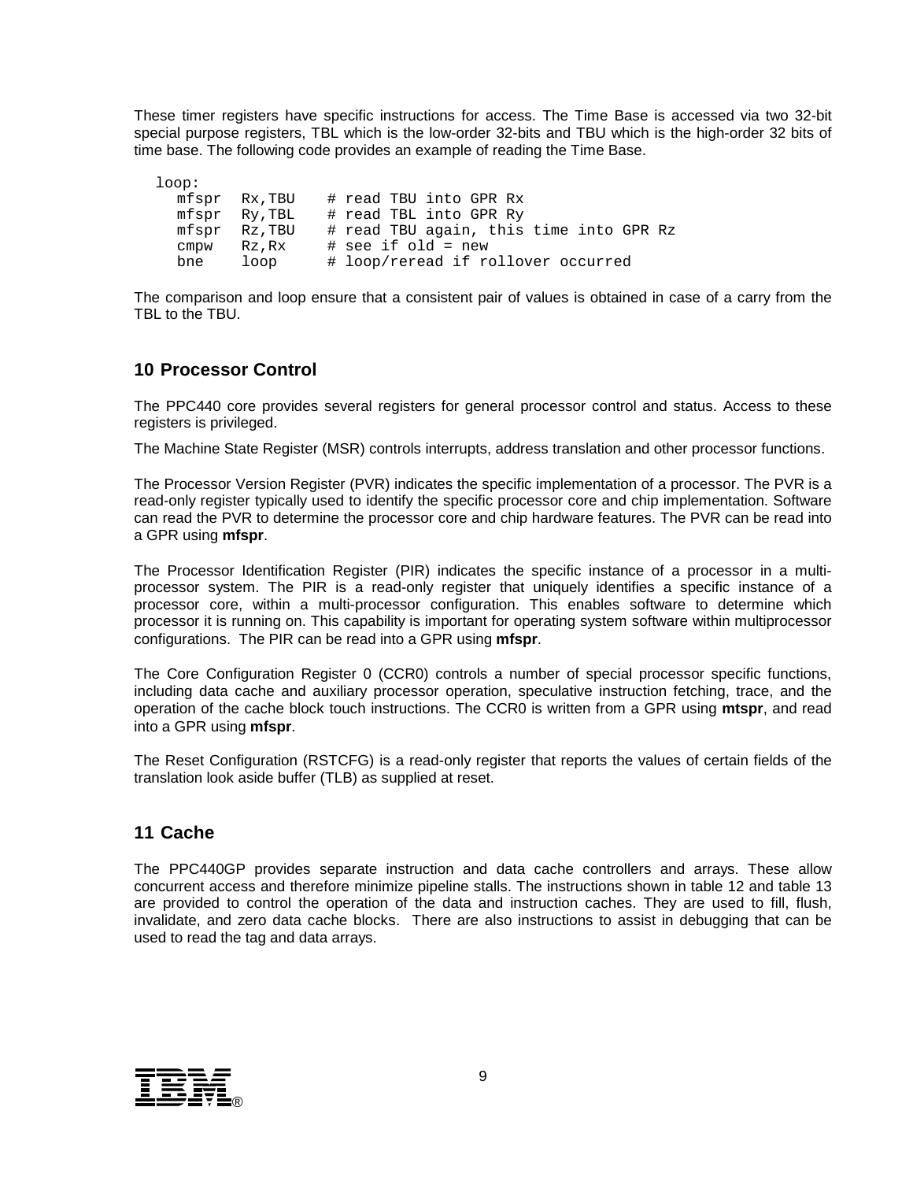These timer registers have specific instructions for access. The Time Base is accessed via two 32-bit special purpose registers, TBL which is the low-order 32-bits and TBU which is the high-order 32 bits of time base. The following code provides an example of reading the Time Base.

```
loop:
   mfspr  Rx,TBU    # read TBU into GPR Rx
   mfspr  Ry,TBL    # read TBL into GPR Ry
   mfspr  Rz,TBU    # read TBU again, this time into GPR Rz
   cmpw   Rz,Rx     # see if old = new
   bne    loop      # loop/reread if rollover occurred
```

The comparison and loop ensure that a consistent pair of values is obtained in case of a carry from the TBL to the TBU.

## 10 Processor Control

The PPC440 core provides several registers for general processor control and status. Access to these registers is privileged.

The Machine State Register (MSR) controls interrupts, address translation and other processor functions.

The Processor Version Register (PVR) indicates the specific implementation of a processor. The PVR is a read-only register typically used to identify the specific processor core and chip implementation. Software can read the PVR to determine the processor core and chip hardware features. The PVR can be read into a GPR using **mfspr**.

The Processor Identification Register (PIR) indicates the specific instance of a processor in a multi-processor system. The PIR is a read-only register that uniquely identifies a specific instance of a processor core, within a multi-processor configuration. This enables software to determine which processor it is running on. This capability is important for operating system software within multiprocessor configurations. The PIR can be read into a GPR using **mfspr**.

The Core Configuration Register 0 (CCR0) controls a number of special processor specific functions, including data cache and auxiliary processor operation, speculative instruction fetching, trace, and the operation of the cache block touch instructions. The CCR0 is written from a GPR using **mtspr**, and read into a GPR using **mfspr**.

The Reset Configuration (RSTCFG) is a read-only register that reports the values of certain fields of the translation look aside buffer (TLB) as supplied at reset.

## 11 Cache

The PPC440GP provides separate instruction and data cache controllers and arrays. These allow concurrent access and therefore minimize pipeline stalls. The instructions shown in table 12 and table 13 are provided to control the operation of the data and instruction caches. They are used to fill, flush, invalidate, and zero data cache blocks. There are also instructions to assist in debugging that can be used to read the tag and data arrays.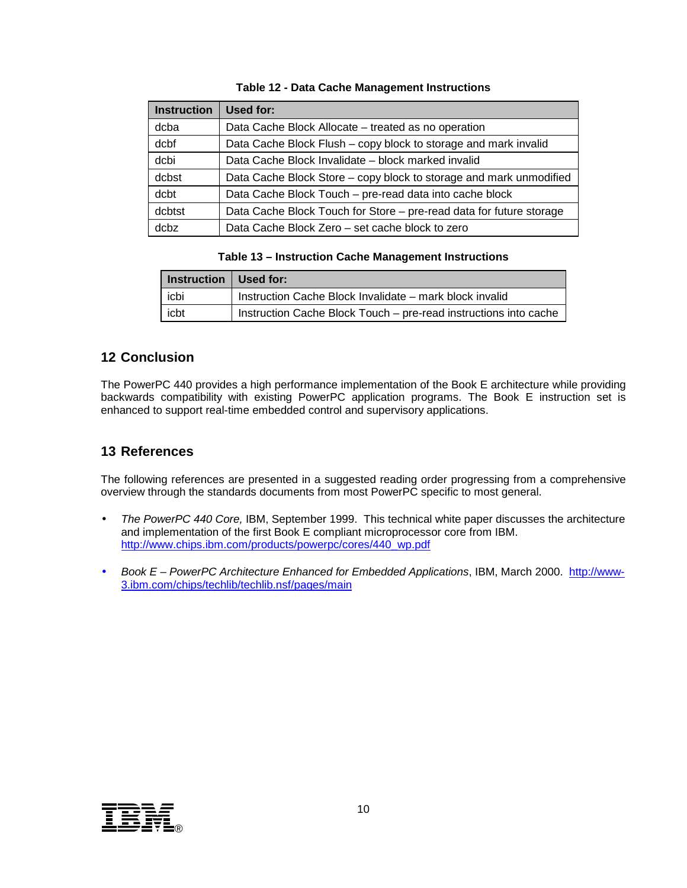**Table 12 - Data Cache Management Instructions**

| Instruction | Used for: |
| --- | --- |
| dcba | Data Cache Block Allocate – treated as no operation |
| dcbf | Data Cache Block Flush – copy block to storage and mark invalid |
| dcbi | Data Cache Block Invalidate – block marked invalid |
| dcbst | Data Cache Block Store – copy block to storage and mark unmodified |
| dcbt | Data Cache Block Touch – pre-read data into cache block |
| dcbtst | Data Cache Block Touch for Store – pre-read data for future storage |
| dcbz | Data Cache Block Zero – set cache block to zero |

**Table 13 – Instruction Cache Management Instructions**

| Instruction | Used for: |
| --- | --- |
| icbi | Instruction Cache Block Invalidate – mark block invalid |
| icbt | Instruction Cache Block Touch – pre-read instructions into cache |

## 12 Conclusion

The PowerPC 440 provides a high performance implementation of the Book E architecture while providing backwards compatibility with existing PowerPC application programs. The Book E instruction set is enhanced to support real-time embedded control and supervisory applications.

## 13 References

The following references are presented in a suggested reading order progressing from a comprehensive overview through the standards documents from most PowerPC specific to most general.

- *The PowerPC 440 Core,* IBM, September 1999. This technical white paper discusses the architecture and implementation of the first Book E compliant microprocessor core from IBM. http://www.chips.ibm.com/products/powerpc/cores/440_wp.pdf
- *Book E – PowerPC Architecture Enhanced for Embedded Applications*, IBM, March 2000. http://www-3.ibm.com/chips/techlib/techlib.nsf/pages/main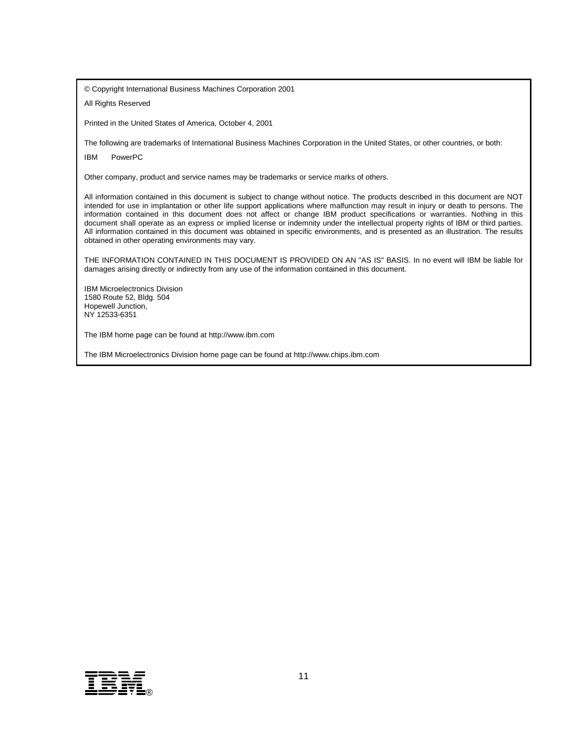© Copyright International Business Machines Corporation 2001

All Rights Reserved

Printed in the United States of America, October 4, 2001

The following are trademarks of International Business Machines Corporation in the United States, or other countries, or both:

IBM PowerPC

Other company, product and service names may be trademarks or service marks of others.

All information contained in this document is subject to change without notice. The products described in this document are NOT intended for use in implantation or other life support applications where malfunction may result in injury or death to persons. The information contained in this document does not affect or change IBM product specifications or warranties. Nothing in this document shall operate as an express or implied license or indemnity under the intellectual property rights of IBM or third parties. All information contained in this document was obtained in specific environments, and is presented as an illustration. The results obtained in other operating environments may vary.

THE INFORMATION CONTAINED IN THIS DOCUMENT IS PROVIDED ON AN "AS IS" BASIS. In no event will IBM be liable for damages arising directly or indirectly from any use of the information contained in this document.

IBM Microelectronics Division
1580 Route 52, Bldg. 504
Hopewell Junction,
NY 12533-6351

The IBM home page can be found at http://www.ibm.com

The IBM Microelectronics Division home page can be found at http://www.chips.ibm.com